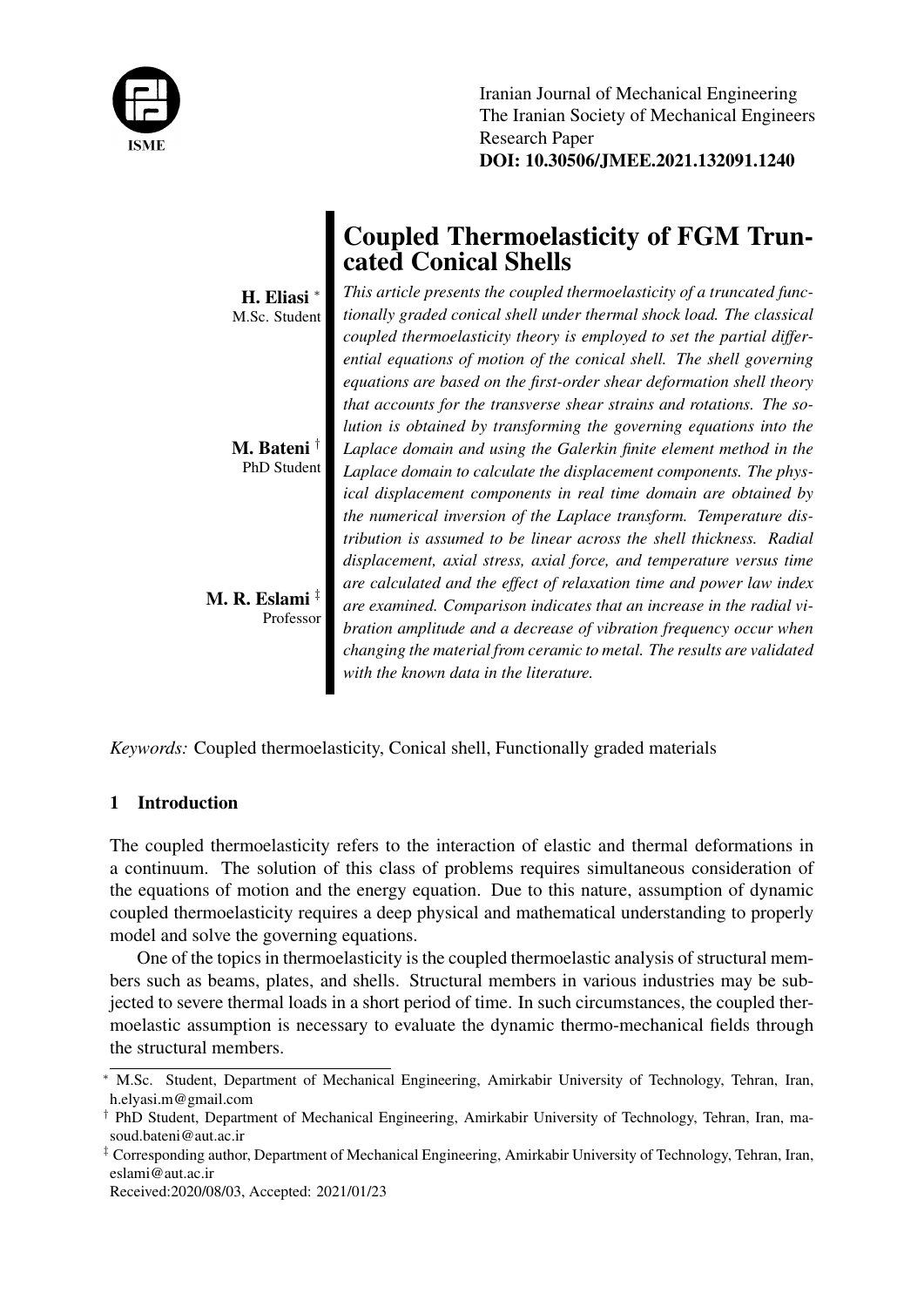Iranian Journal of Mechanical Engineering
The Iranian Society of Mechanical Engineers
Research Paper
**DOI: 10.30506/JMEE.2021.132091.1240**

# Coupled Thermoelasticity of FGM Truncated Conical Shells

**H. Eliasi** [*]
M.Sc. Student

**M. Bateni** [†]
PhD Student

**M. R. Eslami** [‡]
Professor

*This article presents the coupled thermoelasticity of a truncated functionally graded conical shell under thermal shock load. The classical coupled thermoelasticity theory is employed to set the partial differential equations of motion of the conical shell. The shell governing equations are based on the first-order shear deformation shell theory that accounts for the transverse shear strains and rotations. The solution is obtained by transforming the governing equations into the Laplace domain and using the Galerkin finite element method in the Laplace domain to calculate the displacement components. The physical displacement components in real time domain are obtained by the numerical inversion of the Laplace transform. Temperature distribution is assumed to be linear across the shell thickness. Radial displacement, axial stress, axial force, and temperature versus time are calculated and the effect of relaxation time and power law index are examined. Comparison indicates that an increase in the radial vibration amplitude and a decrease of vibration frequency occur when changing the material from ceramic to metal. The results are validated with the known data in the literature.*

*Keywords:* Coupled thermoelasticity, Conical shell, Functionally graded materials

## 1 Introduction

The coupled thermoelasticity refers to the interaction of elastic and thermal deformations in a continuum. The solution of this class of problems requires simultaneous consideration of the equations of motion and the energy equation. Due to this nature, assumption of dynamic coupled thermoelasticity requires a deep physical and mathematical understanding to properly model and solve the governing equations.

One of the topics in thermoelasticity is the coupled thermoelastic analysis of structural members such as beams, plates, and shells. Structural members in various industries may be subjected to severe thermal loads in a short period of time. In such circumstances, the coupled thermoelastic assumption is necessary to evaluate the dynamic thermo-mechanical fields through the structural members.

---

[*] M.Sc. Student, Department of Mechanical Engineering, Amirkabir University of Technology, Tehran, Iran, h.elyasi.m@gmail.com

[†] PhD Student, Department of Mechanical Engineering, Amirkabir University of Technology, Tehran, Iran, masoud.bateni@aut.ac.ir

[‡] Corresponding author, Department of Mechanical Engineering, Amirkabir University of Technology, Tehran, Iran, eslami@aut.ac.ir

Received:2020/08/03, Accepted: 2021/01/23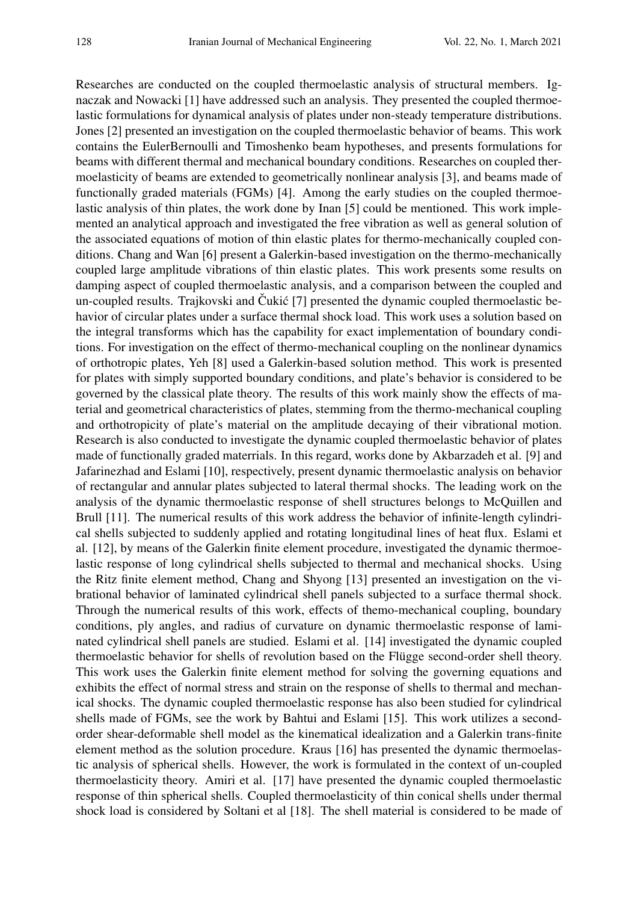Researches are conducted on the coupled thermoelastic analysis of structural members. Ignaczak and Nowacki [1] have addressed such an analysis. They presented the coupled thermoelastic formulations for dynamical analysis of plates under non-steady temperature distributions. Jones [2] presented an investigation on the coupled thermoelastic behavior of beams. This work contains the EulerBernoulli and Timoshenko beam hypotheses, and presents formulations for beams with different thermal and mechanical boundary conditions. Researches on coupled thermoelasticity of beams are extended to geometrically nonlinear analysis [3], and beams made of functionally graded materials (FGMs) [4]. Among the early studies on the coupled thermoelastic analysis of thin plates, the work done by Inan [5] could be mentioned. This work implemented an analytical approach and investigated the free vibration as well as general solution of the associated equations of motion of thin elastic plates for thermo-mechanically coupled conditions. Chang and Wan [6] present a Galerkin-based investigation on the thermo-mechanically coupled large amplitude vibrations of thin elastic plates. This work presents some results on damping aspect of coupled thermoelastic analysis, and a comparison between the coupled and un-coupled results. Trajkovski and Čukić [7] presented the dynamic coupled thermoelastic behavior of circular plates under a surface thermal shock load. This work uses a solution based on the integral transforms which has the capability for exact implementation of boundary conditions. For investigation on the effect of thermo-mechanical coupling on the nonlinear dynamics of orthotropic plates, Yeh [8] used a Galerkin-based solution method. This work is presented for plates with simply supported boundary conditions, and plate's behavior is considered to be governed by the classical plate theory. The results of this work mainly show the effects of material and geometrical characteristics of plates, stemming from the thermo-mechanical coupling and orthotropicity of plate's material on the amplitude decaying of their vibrational motion. Research is also conducted to investigate the dynamic coupled thermoelastic behavior of plates made of functionally graded materrials. In this regard, works done by Akbarzadeh et al. [9] and Jafarinezhad and Eslami [10], respectively, present dynamic thermoelastic analysis on behavior of rectangular and annular plates subjected to lateral thermal shocks. The leading work on the analysis of the dynamic thermoelastic response of shell structures belongs to McQuillen and Brull [11]. The numerical results of this work address the behavior of infinite-length cylindrical shells subjected to suddenly applied and rotating longitudinal lines of heat flux. Eslami et al. [12], by means of the Galerkin finite element procedure, investigated the dynamic thermoelastic response of long cylindrical shells subjected to thermal and mechanical shocks. Using the Ritz finite element method, Chang and Shyong [13] presented an investigation on the vibrational behavior of laminated cylindrical shell panels subjected to a surface thermal shock. Through the numerical results of this work, effects of themo-mechanical coupling, boundary conditions, ply angles, and radius of curvature on dynamic thermoelastic response of laminated cylindrical shell panels are studied. Eslami et al. [14] investigated the dynamic coupled thermoelastic behavior for shells of revolution based on the Flügge second-order shell theory. This work uses the Galerkin finite element method for solving the governing equations and exhibits the effect of normal stress and strain on the response of shells to thermal and mechanical shocks. The dynamic coupled thermoelastic response has also been studied for cylindrical shells made of FGMs, see the work by Bahtui and Eslami [15]. This work utilizes a second-order shear-deformable shell model as the kinematical idealization and a Galerkin trans-finite element method as the solution procedure. Kraus [16] has presented the dynamic thermoelastic analysis of spherical shells. However, the work is formulated in the context of un-coupled thermoelasticity theory. Amiri et al. [17] have presented the dynamic coupled thermoelastic response of thin spherical shells. Coupled thermoelasticity of thin conical shells under thermal shock load is considered by Soltani et al [18]. The shell material is considered to be made of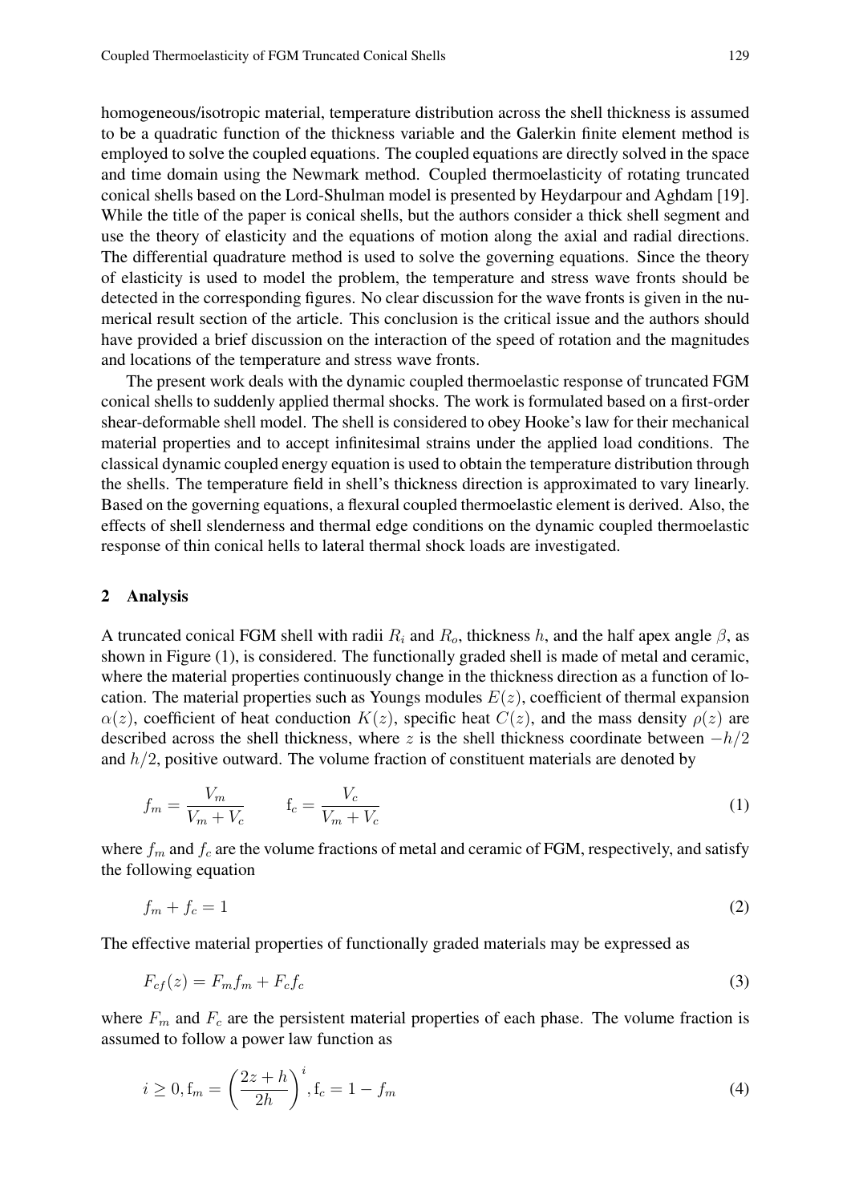homogeneous/isotropic material, temperature distribution across the shell thickness is assumed to be a quadratic function of the thickness variable and the Galerkin finite element method is employed to solve the coupled equations. The coupled equations are directly solved in the space and time domain using the Newmark method. Coupled thermoelasticity of rotating truncated conical shells based on the Lord-Shulman model is presented by Heydarpour and Aghdam [19]. While the title of the paper is conical shells, but the authors consider a thick shell segment and use the theory of elasticity and the equations of motion along the axial and radial directions. The differential quadrature method is used to solve the governing equations. Since the theory of elasticity is used to model the problem, the temperature and stress wave fronts should be detected in the corresponding figures. No clear discussion for the wave fronts is given in the numerical result section of the article. This conclusion is the critical issue and the authors should have provided a brief discussion on the interaction of the speed of rotation and the magnitudes and locations of the temperature and stress wave fronts.

The present work deals with the dynamic coupled thermoelastic response of truncated FGM conical shells to suddenly applied thermal shocks. The work is formulated based on a first-order shear-deformable shell model. The shell is considered to obey Hooke's law for their mechanical material properties and to accept infinitesimal strains under the applied load conditions. The classical dynamic coupled energy equation is used to obtain the temperature distribution through the shells. The temperature field in shell's thickness direction is approximated to vary linearly. Based on the governing equations, a flexural coupled thermoelastic element is derived. Also, the effects of shell slenderness and thermal edge conditions on the dynamic coupled thermoelastic response of thin conical hells to lateral thermal shock loads are investigated.

## 2 Analysis

A truncated conical FGM shell with radii $R_i$ and $R_o$, thickness $h$, and the half apex angle $\beta$, as shown in Figure (1), is considered. The functionally graded shell is made of metal and ceramic, where the material properties continuously change in the thickness direction as a function of location. The material properties such as Youngs modules $E(z)$, coefficient of thermal expansion $\alpha(z)$, coefficient of heat conduction $K(z)$, specific heat $C(z)$, and the mass density $\rho(z)$ are described across the shell thickness, where $z$ is the shell thickness coordinate between $-h/2$ and $h/2$, positive outward. The volume fraction of constituent materials are denoted by

$$f_m = \frac{V_m}{V_m + V_c} \qquad \mathrm{f}_c = \frac{V_c}{V_m + V_c} \tag{1}$$

where $f_m$ and $f_c$ are the volume fractions of metal and ceramic of FGM, respectively, and satisfy the following equation

$$f_m + f_c = 1 \tag{2}$$

The effective material properties of functionally graded materials may be expressed as

$$F_{cf}(z) = F_m f_m + F_c f_c \tag{3}$$

where $F_m$ and $F_c$ are the persistent material properties of each phase. The volume fraction is assumed to follow a power law function as

$$i \geq 0, \mathrm{f}_m = \left(\frac{2z+h}{2h}\right)^i, \mathrm{f}_c = 1 - f_m \tag{4}$$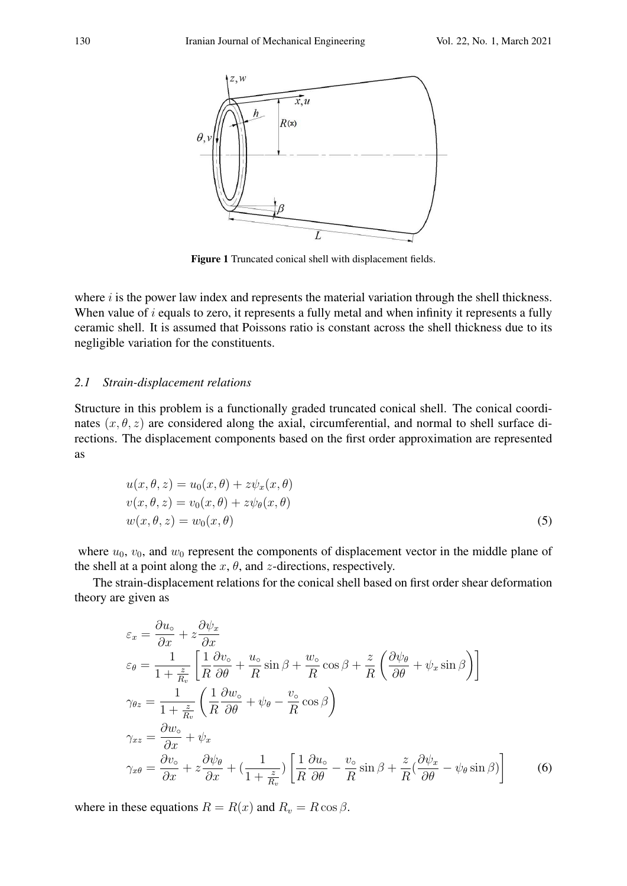Figure 1 Truncated conical shell with displacement fields.

where $i$ is the power law index and represents the material variation through the shell thickness. When value of $i$ equals to zero, it represents a fully metal and when infinity it represents a fully ceramic shell. It is assumed that Poissons ratio is constant across the shell thickness due to its negligible variation for the constituents.

### *2.1 Strain-displacement relations*

Structure in this problem is a functionally graded truncated conical shell. The conical coordinates $(x, \theta, z)$ are considered along the axial, circumferential, and normal to shell surface directions. The displacement components based on the first order approximation are represented as

$$
\begin{aligned}
u(x, \theta, z) &= u_0(x, \theta) + z\psi_x(x, \theta) \\
v(x, \theta, z) &= v_0(x, \theta) + z\psi_\theta(x, \theta) \\
w(x, \theta, z) &= w_0(x, \theta)
\end{aligned}
\tag{5}
$$

where $u_0$, $v_0$, and $w_0$ represent the components of displacement vector in the middle plane of the shell at a point along the $x$, $\theta$, and $z$-directions, respectively.

The strain-displacement relations for the conical shell based on first order shear deformation theory are given as

$$
\begin{aligned}
\varepsilon_x &= \frac{\partial u_\circ}{\partial x} + z\frac{\partial \psi_x}{\partial x} \\
\varepsilon_\theta &= \frac{1}{1+\frac{z}{R_v}}\left[\frac{1}{R}\frac{\partial v_\circ}{\partial \theta} + \frac{u_\circ}{R}\sin\beta + \frac{w_\circ}{R}\cos\beta + \frac{z}{R}\left(\frac{\partial \psi_\theta}{\partial \theta} + \psi_x \sin\beta\right)\right] \\
\gamma_{\theta z} &= \frac{1}{1+\frac{z}{R_v}}\left(\frac{1}{R}\frac{\partial w_\circ}{\partial \theta} + \psi_\theta - \frac{v_\circ}{R}\cos\beta\right) \\
\gamma_{xz} &= \frac{\partial w_\circ}{\partial x} + \psi_x \\
\gamma_{x\theta} &= \frac{\partial v_\circ}{\partial x} + z\frac{\partial \psi_\theta}{\partial x} + \left(\frac{1}{1+\frac{z}{R_v}}\right)\left[\frac{1}{R}\frac{\partial u_\circ}{\partial \theta} - \frac{v_\circ}{R}\sin\beta + \frac{z}{R}\left(\frac{\partial \psi_x}{\partial \theta} - \psi_\theta \sin\beta\right)\right]
\end{aligned}
\tag{6}
$$

where in these equations $R = R(x)$ and $R_v = R\cos\beta$.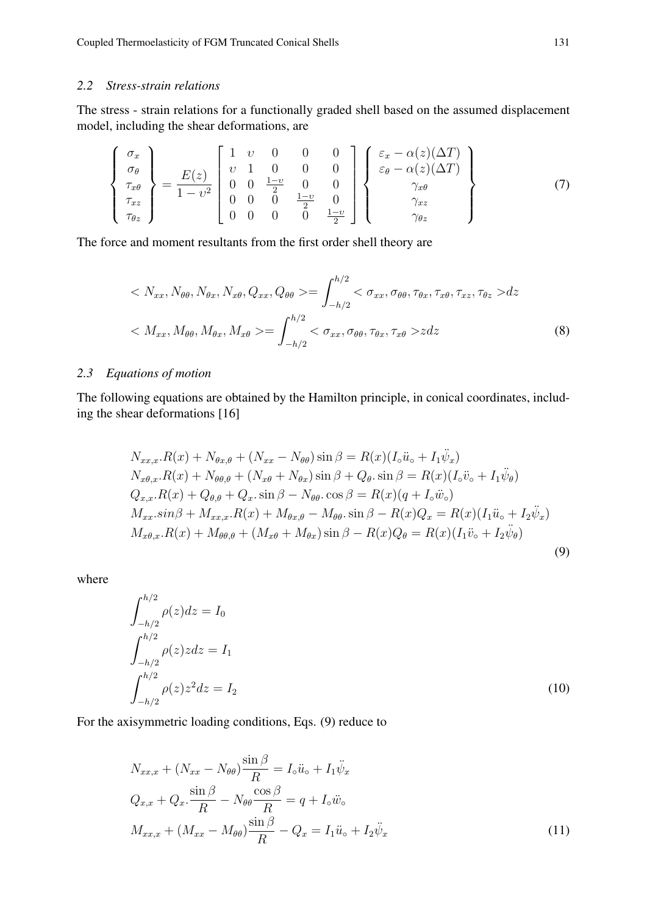### 2.2 Stress-strain relations

The stress - strain relations for a functionally graded shell based on the assumed displacement model, including the shear deformations, are

$$
\left\{ \begin{array}{c} \sigma_x \\ \sigma_\theta \\ \tau_{x\theta} \\ \tau_{xz} \\ \tau_{\theta z} \end{array} \right\} = \frac{E(z)}{1-\upsilon^2} \left[ \begin{array}{ccccc} 1 & \upsilon & 0 & 0 & 0 \\ \upsilon & 1 & 0 & 0 & 0 \\ 0 & 0 & \frac{1-\upsilon}{2} & 0 & 0 \\ 0 & 0 & 0 & \frac{1-\upsilon}{2} & 0 \\ 0 & 0 & 0 & 0 & \frac{1-\upsilon}{2} \end{array} \right] \left\{ \begin{array}{c} \varepsilon_x - \alpha(z)(\Delta T) \\ \varepsilon_\theta - \alpha(z)(\Delta T) \\ \gamma_{x\theta} \\ \gamma_{xz} \\ \gamma_{\theta z} \end{array} \right\} \tag{7}
$$

The force and moment resultants from the first order shell theory are

$$
\begin{aligned}
< N_{xx}, N_{\theta\theta}, N_{\theta x}, N_{x\theta}, Q_{xx}, Q_{\theta\theta} > &= \int_{-h/2}^{h/2} < \sigma_{xx}, \sigma_{\theta\theta}, \tau_{\theta x}, \tau_{x\theta}, \tau_{xz}, \tau_{\theta z} > dz \\
< M_{xx}, M_{\theta\theta}, M_{\theta x}, M_{x\theta} > &= \int_{-h/2}^{h/2} < \sigma_{xx}, \sigma_{\theta\theta}, \tau_{\theta x}, \tau_{x\theta} > z dz
\end{aligned} \tag{8}
$$

### 2.3 Equations of motion

The following equations are obtained by the Hamilton principle, in conical coordinates, including the shear deformations [16]

$$
\begin{aligned}
& N_{xx,x}.R(x) + N_{\theta x,\theta} + (N_{xx} - N_{\theta\theta}) \sin\beta = R(x)(I_\circ \ddot{u}_\circ + I_1 \ddot{\psi}_x) \\
& N_{x\theta,x}.R(x) + N_{\theta\theta,\theta} + (N_{x\theta} + N_{\theta x}) \sin\beta + Q_\theta . \sin\beta = R(x)(I_\circ \ddot{v}_\circ + I_1 \ddot{\psi}_\theta) \\
& Q_{x,x}.R(x) + Q_{\theta,\theta} + Q_x . \sin\beta - N_{\theta\theta} . \cos\beta = R(x)(q + I_\circ \ddot{w}_\circ) \\
& M_{xx}.sin\beta + M_{xx,x}.R(x) + M_{\theta x,\theta} - M_{\theta\theta}. \sin\beta - R(x) Q_x = R(x)(I_1 \ddot{u}_\circ + I_2 \ddot{\psi}_x) \\
& M_{x\theta,x}.R(x) + M_{\theta\theta,\theta} + (M_{x\theta} + M_{\theta x}) \sin\beta - R(x) Q_\theta = R(x)(I_1 \ddot{v}_\circ + I_2 \ddot{\psi}_\theta)
\end{aligned} \tag{9}
$$

where

$$
\begin{aligned}
& \int_{-h/2}^{h/2} \rho(z) dz = I_0 \\
& \int_{-h/2}^{h/2} \rho(z) z dz = I_1 \\
& \int_{-h/2}^{h/2} \rho(z) z^2 dz = I_2
\end{aligned} \tag{10}
$$

For the axisymmetric loading conditions, Eqs. (9) reduce to

$$
\begin{aligned}
& N_{xx,x} + (N_{xx} - N_{\theta\theta}) \frac{\sin\beta}{R} = I_\circ \ddot{u}_\circ + I_1 \ddot{\psi}_x \\
& Q_{x,x} + Q_x . \frac{\sin\beta}{R} - N_{\theta\theta} \frac{\cos\beta}{R} = q + I_\circ \ddot{w}_\circ \\
& M_{xx,x} + (M_{xx} - M_{\theta\theta}) \frac{\sin\beta}{R} - Q_x = I_1 \ddot{u}_\circ + I_2 \ddot{\psi}_x
\end{aligned} \tag{11}
$$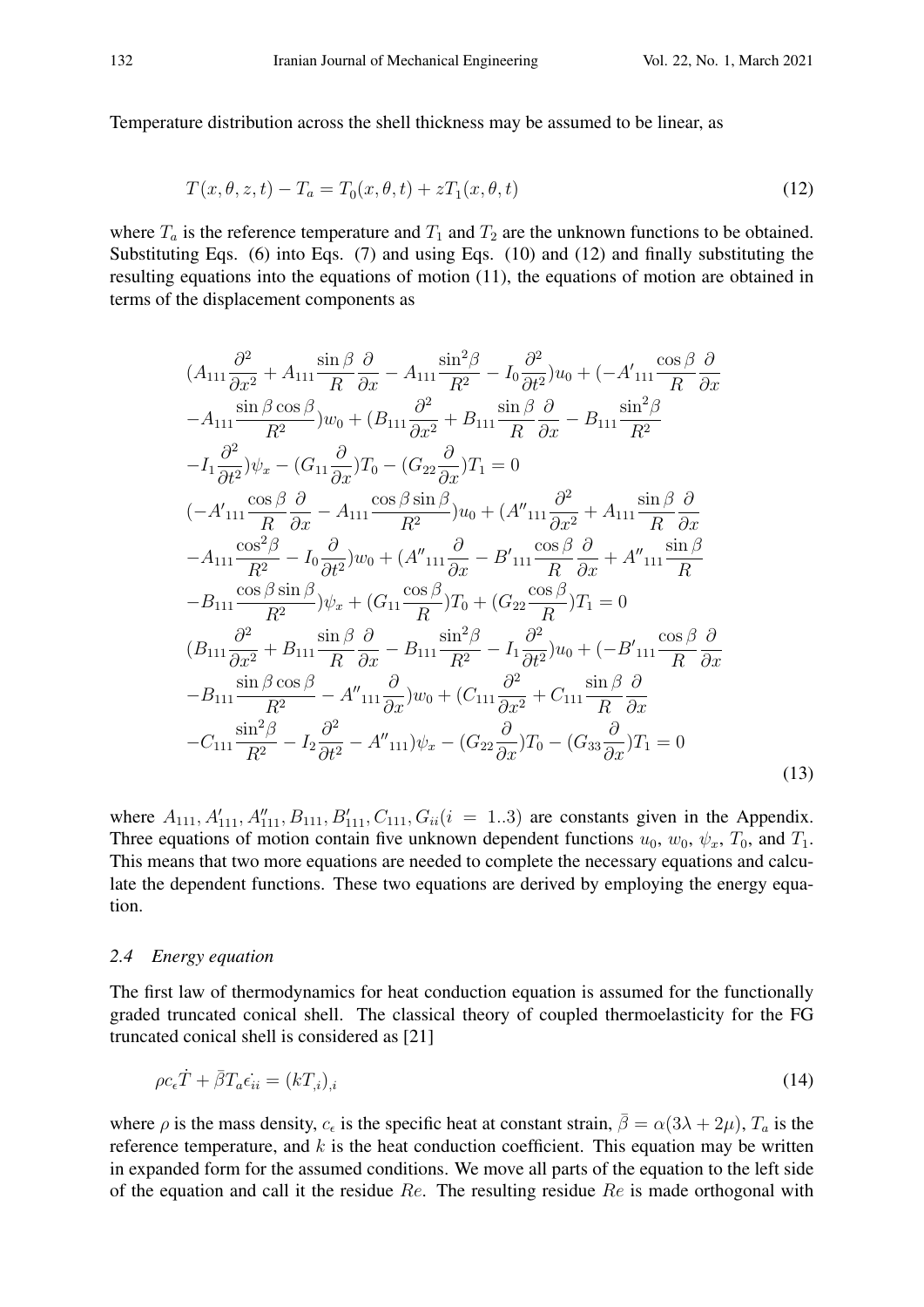Temperature distribution across the shell thickness may be assumed to be linear, as

$$
T(x, \theta, z, t) - T_a = T_0(x, \theta, t) + zT_1(x, \theta, t) \tag{12}
$$

where $T_a$ is the reference temperature and $T_1$ and $T_2$ are the unknown functions to be obtained. Substituting Eqs. (6) into Eqs. (7) and using Eqs. (10) and (12) and finally substituting the resulting equations into the equations of motion (11), the equations of motion are obtained in terms of the displacement components as

$$
\begin{aligned}
&(A_{111}\frac{\partial^2}{\partial x^2} + A_{111}\frac{\sin\beta}{R}\frac{\partial}{\partial x} - A_{111}\frac{\sin^2\beta}{R^2} - I_0\frac{\partial^2}{\partial t^2})u_0 + (-A'_{111}\frac{\cos\beta}{R}\frac{\partial}{\partial x} \\
&-A_{111}\frac{\sin\beta\cos\beta}{R^2})w_0 + (B_{111}\frac{\partial^2}{\partial x^2} + B_{111}\frac{\sin\beta}{R}\frac{\partial}{\partial x} - B_{111}\frac{\sin^2\beta}{R^2} \\
&-I_1\frac{\partial^2}{\partial t^2})\psi_x - (G_{11}\frac{\partial}{\partial x})T_0 - (G_{22}\frac{\partial}{\partial x})T_1 = 0 \\
&(-A'_{111}\frac{\cos\beta}{R}\frac{\partial}{\partial x} - A_{111}\frac{\cos\beta\sin\beta}{R^2})u_0 + (A''_{111}\frac{\partial^2}{\partial x^2} + A_{111}\frac{\sin\beta}{R}\frac{\partial}{\partial x} \\
&-A_{111}\frac{\cos^2\beta}{R^2} - I_0\frac{\partial}{\partial t^2})w_0 + (A''_{111}\frac{\partial}{\partial x} - B'_{111}\frac{\cos\beta}{R}\frac{\partial}{\partial x} + A''_{111}\frac{\sin\beta}{R} \\
&-B_{111}\frac{\cos\beta\sin\beta}{R^2})\psi_x + (G_{11}\frac{\cos\beta}{R})T_0 + (G_{22}\frac{\cos\beta}{R})T_1 = 0 \\
&(B_{111}\frac{\partial^2}{\partial x^2} + B_{111}\frac{\sin\beta}{R}\frac{\partial}{\partial x} - B_{111}\frac{\sin^2\beta}{R^2} - I_1\frac{\partial^2}{\partial t^2})u_0 + (-B'_{111}\frac{\cos\beta}{R}\frac{\partial}{\partial x} \\
&-B_{111}\frac{\sin\beta\cos\beta}{R^2} - A''_{111}\frac{\partial}{\partial x})w_0 + (C_{111}\frac{\partial^2}{\partial x^2} + C_{111}\frac{\sin\beta}{R}\frac{\partial}{\partial x} \\
&-C_{111}\frac{\sin^2\beta}{R^2} - I_2\frac{\partial^2}{\partial t^2} - A''_{111})\psi_x - (G_{22}\frac{\partial}{\partial x})T_0 - (G_{33}\frac{\partial}{\partial x})T_1 = 0
\end{aligned} \tag{13}
$$

where $A_{111}, A'_{111}, A''_{111}, B_{111}, B'_{111}, C_{111}, G_{ii}(i = 1..3)$ are constants given in the Appendix. Three equations of motion contain five unknown dependent functions $u_0$, $w_0$, $\psi_x$, $T_0$, and $T_1$. This means that two more equations are needed to complete the necessary equations and calculate the dependent functions. These two equations are derived by employing the energy equation.

### *2.4 Energy equation*

The first law of thermodynamics for heat conduction equation is assumed for the functionally graded truncated conical shell. The classical theory of coupled thermoelasticity for the FG truncated conical shell is considered as [21]

$$
\rho c_\epsilon \dot{T} + \bar{\beta}T_a\dot{\epsilon_{ii}} = (kT_{,i})_{,i} \tag{14}
$$

where $\rho$ is the mass density, $c_\epsilon$ is the specific heat at constant strain, $\bar{\beta} = \alpha(3\lambda + 2\mu)$, $T_a$ is the reference temperature, and $k$ is the heat conduction coefficient. This equation may be written in expanded form for the assumed conditions. We move all parts of the equation to the left side of the equation and call it the residue $Re$. The resulting residue $Re$ is made orthogonal with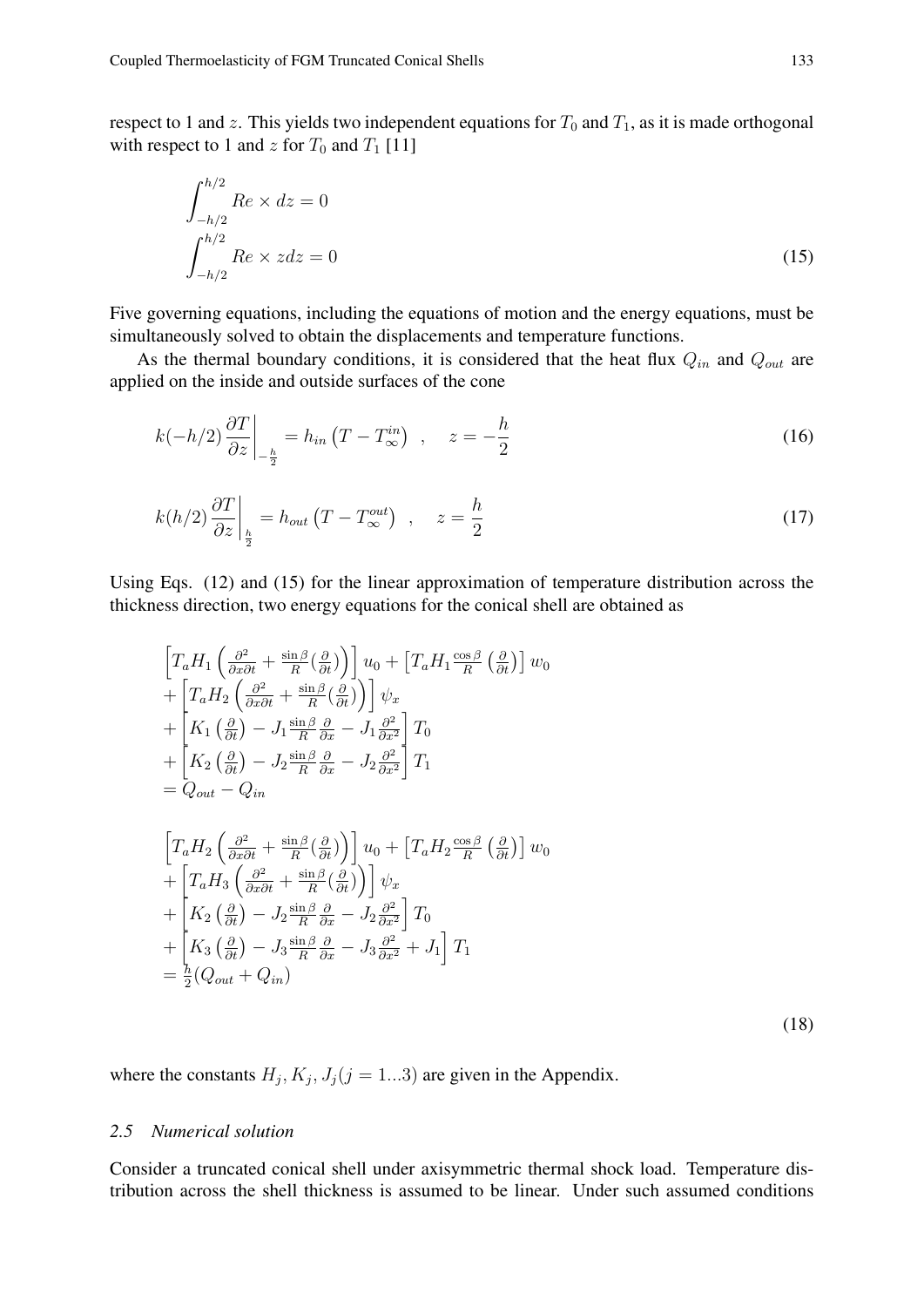respect to 1 and $z$. This yields two independent equations for $T_0$ and $T_1$, as it is made orthogonal with respect to 1 and $z$ for $T_0$ and $T_1$ [11]

$$
\begin{aligned}
&\int_{-h/2}^{h/2} Re \times dz = 0 \\
&\int_{-h/2}^{h/2} Re \times z dz = 0
\end{aligned}
\tag{15}
$$

Five governing equations, including the equations of motion and the energy equations, must be simultaneously solved to obtain the displacements and temperature functions.

As the thermal boundary conditions, it is considered that the heat flux $Q_{in}$ and $Q_{out}$ are applied on the inside and outside surfaces of the cone

$$
k(-h/2)\left.\frac{\partial T}{\partial z}\right|_{-\frac{h}{2}} = h_{in}\left(T - T_{\infty}^{in}\right) \quad , \quad z = -\frac{h}{2}
\tag{16}
$$

$$
k(h/2)\left.\frac{\partial T}{\partial z}\right|_{\frac{h}{2}} = h_{out}\left(T - T_{\infty}^{out}\right) \quad , \quad z = \frac{h}{2}
\tag{17}
$$

Using Eqs. (12) and (15) for the linear approximation of temperature distribution across the thickness direction, two energy equations for the conical shell are obtained as

$$
\begin{aligned}
&\left[T_a H_1\left(\frac{\partial^2}{\partial x \partial t} + \frac{\sin\beta}{R}\left(\frac{\partial}{\partial t}\right)\right)\right] u_0 + \left[T_a H_1 \frac{\cos\beta}{R}\left(\frac{\partial}{\partial t}\right)\right] w_0 \\
&+ \left[T_a H_2\left(\frac{\partial^2}{\partial x \partial t} + \frac{\sin\beta}{R}\left(\frac{\partial}{\partial t}\right)\right)\right] \psi_x \\
&+ \left[K_1\left(\frac{\partial}{\partial t}\right) - J_1 \frac{\sin\beta}{R}\frac{\partial}{\partial x} - J_1 \frac{\partial^2}{\partial x^2}\right] T_0 \\
&+ \left[K_2\left(\frac{\partial}{\partial t}\right) - J_2 \frac{\sin\beta}{R}\frac{\partial}{\partial x} - J_2 \frac{\partial^2}{\partial x^2}\right] T_1 \\
&= Q_{out} - Q_{in} \\
\\
&\left[T_a H_2\left(\frac{\partial^2}{\partial x \partial t} + \frac{\sin\beta}{R}\left(\frac{\partial}{\partial t}\right)\right)\right] u_0 + \left[T_a H_2 \frac{\cos\beta}{R}\left(\frac{\partial}{\partial t}\right)\right] w_0 \\
&+ \left[T_a H_3\left(\frac{\partial^2}{\partial x \partial t} + \frac{\sin\beta}{R}\left(\frac{\partial}{\partial t}\right)\right)\right] \psi_x \\
&+ \left[K_2\left(\frac{\partial}{\partial t}\right) - J_2 \frac{\sin\beta}{R}\frac{\partial}{\partial x} - J_2 \frac{\partial^2}{\partial x^2}\right] T_0 \\
&+ \left[K_3\left(\frac{\partial}{\partial t}\right) - J_3 \frac{\sin\beta}{R}\frac{\partial}{\partial x} - J_3 \frac{\partial^2}{\partial x^2} + J_1\right] T_1 \\
&= \frac{h}{2}(Q_{out} + Q_{in})
\end{aligned}
\tag{18}
$$

where the constants $H_j, K_j, J_j (j = 1...3)$ are given in the Appendix.

### *2.5 Numerical solution*

Consider a truncated conical shell under axisymmetric thermal shock load. Temperature distribution across the shell thickness is assumed to be linear. Under such assumed conditions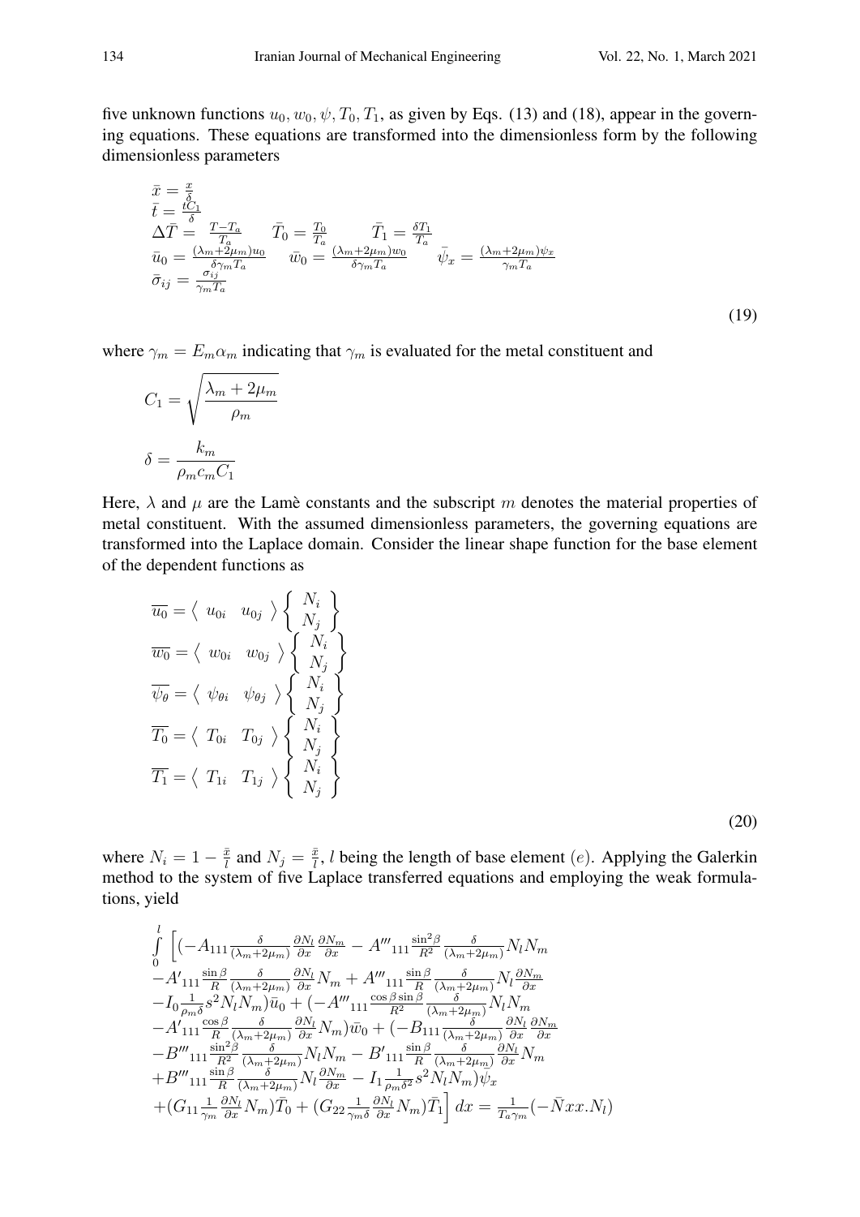five unknown functions $u_0, w_0, \psi, T_0, T_1$, as given by Eqs. (13) and (18), appear in the governing equations. These equations are transformed into the dimensionless form by the following dimensionless parameters

$$
\begin{aligned}
&\bar{x} = \tfrac{x}{\delta} \\
&\bar{t} = \tfrac{tC_1}{\delta} \\
&\Delta\bar{T} = \tfrac{T-T_a}{T_a} \qquad \bar{T}_0 = \tfrac{T_0}{T_a} \qquad \bar{T}_1 = \tfrac{\delta T_1}{T_a} \\
&\bar{u}_0 = \tfrac{(\lambda_m+2\mu_m)u_0}{\delta\gamma_m T_a} \qquad \bar{w}_0 = \tfrac{(\lambda_m+2\mu_m)w_0}{\delta\gamma_m T_a} \qquad \bar{\psi}_x = \tfrac{(\lambda_m+2\mu_m)\psi_x}{\gamma_m T_a} \\
&\bar{\sigma}_{ij} = \tfrac{\sigma_{ij}}{\gamma_m T_a}
\end{aligned} \tag{19}
$$

where $\gamma_m = E_m\alpha_m$ indicating that $\gamma_m$ is evaluated for the metal constituent and

$$
C_1 = \sqrt{\frac{\lambda_m + 2\mu_m}{\rho_m}}
$$

$$
\delta = \frac{k_m}{\rho_m c_m C_1}
$$

Here, $\lambda$ and $\mu$ are the Lamè constants and the subscript $m$ denotes the material properties of metal constituent. With the assumed dimensionless parameters, the governing equations are transformed into the Laplace domain. Consider the linear shape function for the base element of the dependent functions as

$$
\begin{aligned}
\overline{u_0} &= \left\langle\ u_{0i} \quad u_{0j}\ \right\rangle \left\{ \begin{array}{c} N_i \\ N_j \end{array} \right\} \\
\overline{w_0} &= \left\langle\ w_{0i} \quad w_{0j}\ \right\rangle \left\{ \begin{array}{c} N_i \\ N_j \end{array} \right\} \\
\overline{\psi_\theta} &= \left\langle\ \psi_{\theta i} \quad \psi_{\theta j}\ \right\rangle \left\{ \begin{array}{c} N_i \\ N_j \end{array} \right\} \\
\overline{T_0} &= \left\langle\ T_{0i} \quad T_{0j}\ \right\rangle \left\{ \begin{array}{c} N_i \\ N_j \end{array} \right\} \\
\overline{T_1} &= \left\langle\ T_{1i} \quad T_{1j}\ \right\rangle \left\{ \begin{array}{c} N_i \\ N_j \end{array} \right\}
\end{aligned} \tag{20}
$$

where $N_i = 1 - \frac{\bar{x}}{l}$ and $N_j = \frac{\bar{x}}{l}$, $l$ being the length of base element $(e)$. Applying the Galerkin method to the system of five Laplace transferred equations and employing the weak formulations, yield

$$
\begin{aligned}
&\int_0^l \Big[(-A_{111}\tfrac{\delta}{(\lambda_m+2\mu_m)}\tfrac{\partial N_l}{\partial x}\tfrac{\partial N_m}{\partial x} - A'''_{111}\tfrac{\sin^2\beta}{R^2}\tfrac{\delta}{(\lambda_m+2\mu_m)}N_l N_m \\
&-A'_{111}\tfrac{\sin\beta}{R}\tfrac{\delta}{(\lambda_m+2\mu_m)}\tfrac{\partial N_l}{\partial x}N_m + A'''_{111}\tfrac{\sin\beta}{R}\tfrac{\delta}{(\lambda_m+2\mu_m)}N_l\tfrac{\partial N_m}{\partial x} \\
&-I_0\tfrac{1}{\rho_m\delta}s^2 N_l N_m)\bar{u}_0 + (-A'''_{111}\tfrac{\cos\beta\sin\beta}{R^2}\tfrac{\delta}{(\lambda_m+2\mu_m)}N_l N_m \\
&-A'_{111}\tfrac{\cos\beta}{R}\tfrac{\delta}{(\lambda_m+2\mu_m)}\tfrac{\partial N_l}{\partial x}N_m)\bar{w}_0 + (-B_{111}\tfrac{\delta}{(\lambda_m+2\mu_m)}\tfrac{\partial N_l}{\partial x}\tfrac{\partial N_m}{\partial x} \\
&-B'''_{111}\tfrac{\sin^2\beta}{R^2}\tfrac{\delta}{(\lambda_m+2\mu_m)}N_l N_m - B'_{111}\tfrac{\sin\beta}{R}\tfrac{\delta}{(\lambda_m+2\mu_m)}\tfrac{\partial N_l}{\partial x}N_m \\
&+B'''_{111}\tfrac{\sin\beta}{R}\tfrac{\delta}{(\lambda_m+2\mu_m)}N_l\tfrac{\partial N_m}{\partial x} - I_1\tfrac{1}{\rho_m\delta^2}s^2 N_l N_m)\bar{\psi}_x \\
&+(G_{11}\tfrac{1}{\gamma_m}\tfrac{\partial N_l}{\partial x}N_m)\bar{T}_0 + (G_{22}\tfrac{1}{\gamma_m\delta}\tfrac{\partial N_l}{\partial x}N_m)\bar{T}_1\Big]\,dx = \tfrac{1}{T_a\gamma_m}(-\bar{N}xx.N_l)
\end{aligned}
$$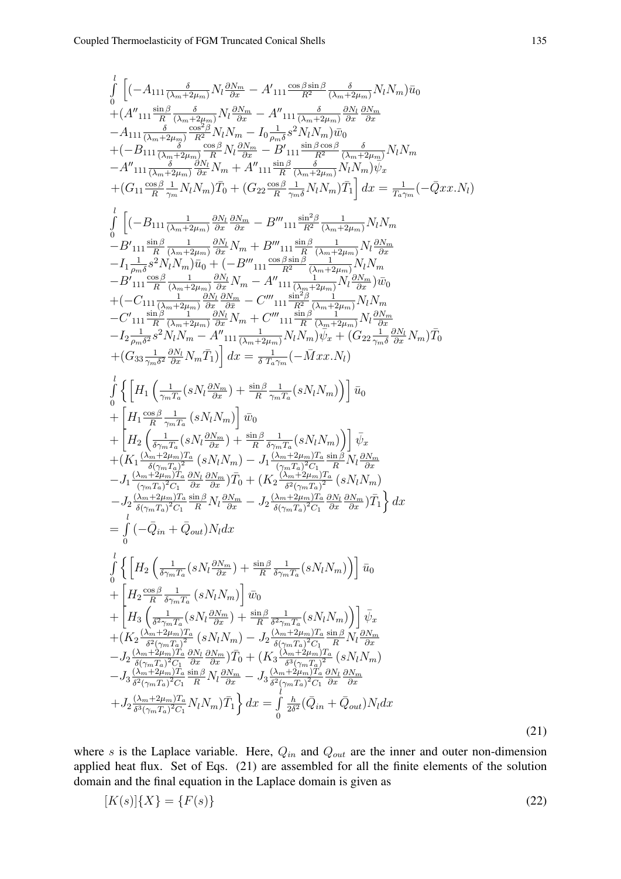$$
\begin{aligned}
&\int_0^l \Big[ (-A_{111}\tfrac{\delta}{(\lambda_m+2\mu_m)} N_l \tfrac{\partial N_m}{\partial x} - A'_{111}\tfrac{\cos\beta\sin\beta}{R^2}\tfrac{\delta}{(\lambda_m+2\mu_m)} N_l N_m)\bar{u}_0 \\
&+(A''_{111}\tfrac{\sin\beta}{R}\tfrac{\delta}{(\lambda_m+2\mu_m)} N_l \tfrac{\partial N_m}{\partial x} - A''_{111}\tfrac{\delta}{(\lambda_m+2\mu_m)}\tfrac{\partial N_l}{\partial x}\tfrac{\partial N_m}{\partial x} \\
&-A_{111}\tfrac{\delta}{(\lambda_m+2\mu_m)}\tfrac{\cos^2\beta}{R^2} N_l N_m - I_0 \tfrac{1}{\rho_m \delta} s^2 N_l N_m)\bar{w}_0 \\
&+(-B_{111}\tfrac{\delta}{(\lambda_m+2\mu_m)}\tfrac{\cos\beta}{R} N_l \tfrac{\partial N_m}{\partial x} - B'_{111}\tfrac{\sin\beta\cos\beta}{R^2}\tfrac{\delta}{(\lambda_m+2\mu_m)} N_l N_m \\
&-A''_{111}\tfrac{\delta}{(\lambda_m+2\mu_m)}\tfrac{\partial N_l}{\partial x} N_m + A''_{111}\tfrac{\sin\beta}{R}\tfrac{\delta}{(\lambda_m+2\mu_m)} N_l N_m)\bar{\psi}_x \\
&+(G_{11}\tfrac{\cos\beta}{R}\tfrac{1}{\gamma_m} N_l N_m)\bar{T}_0 + (G_{22}\tfrac{\cos\beta}{R}\tfrac{1}{\gamma_m \delta} N_l N_m)\bar{T}_1 \Big] dx = \tfrac{1}{T_a \gamma_m}(-\bar{Q}xx.N_l)
\end{aligned}
$$

$$
\begin{aligned}
&\int_0^l \Big[ (-B_{111}\tfrac{1}{(\lambda_m+2\mu_m)}\tfrac{\partial N_l}{\partial x}\tfrac{\partial N_m}{\partial x} - B'''_{111}\tfrac{\sin^2\beta}{R^2}\tfrac{1}{(\lambda_m+2\mu_m)} N_l N_m \\
&-B'_{111}\tfrac{\sin\beta}{R}\tfrac{1}{(\lambda_m+2\mu_m)}\tfrac{\partial N_l}{\partial x} N_m + B'''_{111}\tfrac{\sin\beta}{R}\tfrac{1}{(\lambda_m+2\mu_m)} N_l \tfrac{\partial N_m}{\partial x} \\
&-I_1 \tfrac{1}{\rho_m \delta} s^2 N_l N_m)\bar{u}_0 + (-B'''_{111}\tfrac{\cos\beta\sin\beta}{R^2}\tfrac{1}{(\lambda_m+2\mu_m)} N_l N_m \\
&-B'_{111}\tfrac{\cos\beta}{R}\tfrac{1}{(\lambda_m+2\mu_m)}\tfrac{\partial N_l}{\partial x} N_m - A''_{111}\tfrac{1}{(\lambda_m+2\mu_m)} N_l \tfrac{\partial N_m}{\partial x})\bar{w}_0 \\
&+(-C_{111}\tfrac{1}{(\lambda_m+2\mu_m)}\tfrac{\partial N_l}{\partial x}\tfrac{\partial N_m}{\partial \bar{x}} - C'''_{111}\tfrac{\sin^2\beta}{R^2}\tfrac{1}{(\lambda_m+2\mu_m)} N_l N_m \\
&-C'_{111}\tfrac{\sin\beta}{R}\tfrac{1}{(\lambda_m+2\mu_m)}\tfrac{\partial N_l}{\partial x} N_m + C'''_{111}\tfrac{\sin\beta}{R}\tfrac{1}{(\lambda_m+2\mu_m)} N_l \tfrac{\partial N_m}{\partial x} \\
&-I_2 \tfrac{1}{\rho_m \delta^2} s^2 N_l N_m - A''_{111}\tfrac{1}{(\lambda_m+2\mu_m)} N_l N_m)\bar{\psi}_x + (G_{22}\tfrac{1}{\gamma_m \delta}\tfrac{\partial N_l}{\partial x} N_m)\bar{T}_0 \\
&+(G_{33}\tfrac{1}{\gamma_m \delta^2}\tfrac{\partial N_l}{\partial x} N_m \bar{T}_1) \Big] dx = \tfrac{1}{\delta\, T_a \gamma_m}(-\bar{M}xx.N_l)
\end{aligned}
$$

$$
\begin{aligned}
&\int_0^l \Big\{ \Big[ H_1 \Big( \tfrac{1}{\gamma_m T_a}(sN_l \tfrac{\partial N_m}{\partial x}) + \tfrac{\sin\beta}{R}\tfrac{1}{\gamma_m T_a}(sN_l N_m) \Big) \Big] \bar{u}_0 \\
&+ \Big[ H_1 \tfrac{\cos\beta}{R}\tfrac{1}{\gamma_m T_a}(sN_l N_m) \Big] \bar{w}_0 \\
&+ \Big[ H_2 \Big( \tfrac{1}{\delta\gamma_m T_a}(sN_l \tfrac{\partial N_m}{\partial x}) + \tfrac{\sin\beta}{R}\tfrac{1}{\delta\gamma_m T_a}(sN_l N_m) \Big) \Big] \bar{\psi}_x \\
&+(K_1 \tfrac{(\lambda_m+2\mu_m)T_a}{\delta(\gamma_m T_a)^2}(sN_l N_m) - J_1 \tfrac{(\lambda_m+2\mu_m)T_a}{(\gamma_m T_a)^2 C_1}\tfrac{\sin\beta}{R} N_l \tfrac{\partial N_m}{\partial x} \\
&-J_1 \tfrac{(\lambda_m+2\mu_m)T_a}{(\gamma_m T_a)^2 C_1}\tfrac{\partial N_l}{\partial x}\tfrac{\partial N_m}{\partial x})\bar{T}_0 + (K_2 \tfrac{(\lambda_m+2\mu_m)T_a}{\delta^2(\gamma_m T_a)^2}(sN_l N_m) \\
&-J_2 \tfrac{(\lambda_m+2\mu_m)T_a}{\delta(\gamma_m T_a)^2 C_1}\tfrac{\sin\beta}{R} N_l \tfrac{\partial N_m}{\partial x} - J_2 \tfrac{(\lambda_m+2\mu_m)T_a}{\delta(\gamma_m T_a)^2 C_1}\tfrac{\partial N_l}{\partial x}\tfrac{\partial N_m}{\partial x})\bar{T}_1 \Big\} dx \\
&= \int_0^l (-\bar{Q}_{in} + \bar{Q}_{out}) N_l dx
\end{aligned}
$$

$$
\begin{aligned}
&\int_0^l \Big\{ \Big[ H_2 \Big( \tfrac{1}{\delta\gamma_m T_a}(sN_l \tfrac{\partial N_m}{\partial x}) + \tfrac{\sin\beta}{R}\tfrac{1}{\delta\gamma_m T_a}(sN_l N_m) \Big) \Big] \bar{u}_0 \\
&+ \Big[ H_2 \tfrac{\cos\beta}{R}\tfrac{1}{\delta\gamma_m T_a}(sN_l N_m) \Big] \bar{w}_0 \\
&+ \Big[ H_3 \Big( \tfrac{1}{\delta^2\gamma_m T_a}(sN_l \tfrac{\partial N_m}{\partial x}) + \tfrac{\sin\beta}{R}\tfrac{1}{\delta^2\gamma_m T_a}(sN_l N_m) \Big) \Big] \bar{\psi}_x \\
&+(K_2 \tfrac{(\lambda_m+2\mu_m)T_a}{\delta^2(\gamma_m T_a)^2}(sN_l N_m) - J_2 \tfrac{(\lambda_m+2\mu_m)T_a}{\delta(\gamma_m T_a)^2 C_1}\tfrac{\sin\beta}{R} N_l \tfrac{\partial N_m}{\partial x} \\
&-J_2 \tfrac{(\lambda_m+2\mu_m)T_a}{\delta(\gamma_m T_a)^2 C_1}\tfrac{\partial N_l}{\partial x}\tfrac{\partial N_m}{\partial x})\bar{T}_0 + (K_3 \tfrac{(\lambda_m+2\mu_m)T_a}{\delta^3(\gamma_m T_a)^2}(sN_l N_m) \\
&-J_3 \tfrac{(\lambda_m+2\mu_m)T_a}{\delta^2(\gamma_m T_a)^2 C_1}\tfrac{\sin\beta}{R} N_l \tfrac{\partial N_m}{\partial x} - J_3 \tfrac{(\lambda_m+2\mu_m)T_a}{\delta^2(\gamma_m T_a)^2 C_1}\tfrac{\partial N_l}{\partial x}\tfrac{\partial N_m}{\partial x} \\
&+J_2 \tfrac{(\lambda_m+2\mu_m)T_a}{\delta^3(\gamma_m T_a)^2 C_1} N_l N_m)\bar{T}_1 \Big\} dx = \int_0^l \tfrac{h}{2\delta^2}(\bar{Q}_{in} + \bar{Q}_{out}) N_l dx
\end{aligned}
\tag{21}
$$

where $s$ is the Laplace variable. Here, $Q_{in}$ and $Q_{out}$ are the inner and outer non-dimension applied heat flux. Set of Eqs. (21) are assembled for all the finite elements of the solution domain and the final equation in the Laplace domain is given as

$$
[K(s)]\{X\} = \{F(s)\} \tag{22}
$$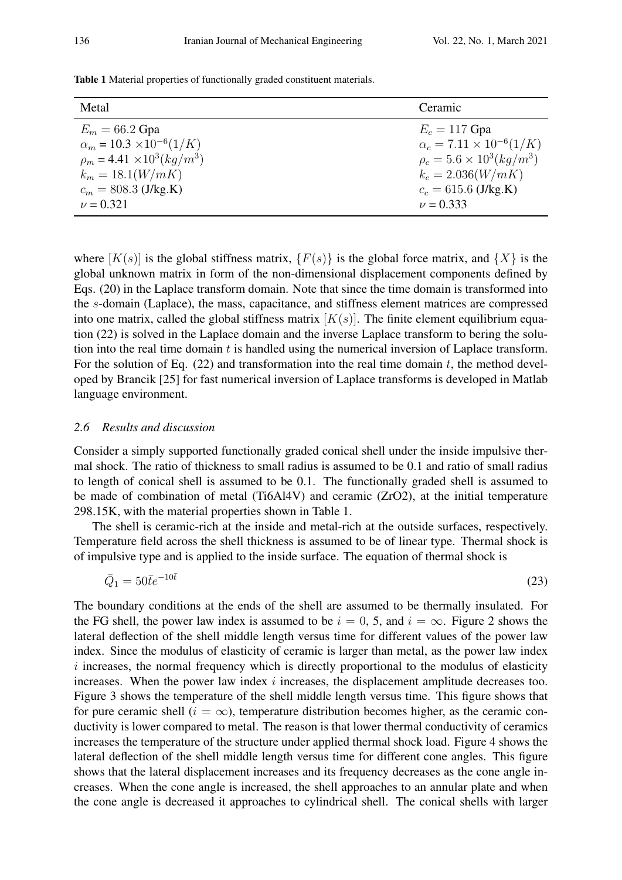**Table 1** Material properties of functionally graded constituent materials.

| Metal | Ceramic |
|---|---|
| $E_m = 66.2$ Gpa | $E_c = 117$ Gpa |
| $\alpha_m = 10.3 \times 10^{-6}(1/K)$ | $\alpha_c = 7.11 \times 10^{-6}(1/K)$ |
| $\rho_m = 4.41 \times 10^3 (kg/m^3)$ | $\rho_c = 5.6 \times 10^3 (kg/m^3)$ |
| $k_m = 18.1(W/mK)$ | $k_c = 2.036(W/mK)$ |
| $c_m = 808.3$ (J/kg.K) | $c_c = 615.6$ (J/kg.K) |
| $\nu = 0.321$ | $\nu = 0.333$ |

where $[K(s)]$ is the global stiffness matrix, $\{F(s)\}$ is the global force matrix, and $\{X\}$ is the global unknown matrix in form of the non-dimensional displacement components defined by Eqs. (20) in the Laplace transform domain. Note that since the time domain is transformed into the $s$-domain (Laplace), the mass, capacitance, and stiffness element matrices are compressed into one matrix, called the global stiffness matrix $[K(s)]$. The finite element equilibrium equation (22) is solved in the Laplace domain and the inverse Laplace transform to bering the solution into the real time domain $t$ is handled using the numerical inversion of Laplace transform. For the solution of Eq. (22) and transformation into the real time domain $t$, the method developed by Brancik [25] for fast numerical inversion of Laplace transforms is developed in Matlab language environment.

### *2.6 Results and discussion*

Consider a simply supported functionally graded conical shell under the inside impulsive thermal shock. The ratio of thickness to small radius is assumed to be 0.1 and ratio of small radius to length of conical shell is assumed to be 0.1. The functionally graded shell is assumed to be made of combination of metal (Ti6Al4V) and ceramic (ZrO2), at the initial temperature 298.15K, with the material properties shown in Table 1.

The shell is ceramic-rich at the inside and metal-rich at the outside surfaces, respectively. Temperature field across the shell thickness is assumed to be of linear type. Thermal shock is of impulsive type and is applied to the inside surface. The equation of thermal shock is

$$\bar{Q}_1 = 50\bar{t}e^{-10\bar{t}} \tag{23}$$

The boundary conditions at the ends of the shell are assumed to be thermally insulated. For the FG shell, the power law index is assumed to be $i = 0$, 5, and $i = \infty$. Figure 2 shows the lateral deflection of the shell middle length versus time for different values of the power law index. Since the modulus of elasticity of ceramic is larger than metal, as the power law index $i$ increases, the normal frequency which is directly proportional to the modulus of elasticity increases. When the power law index $i$ increases, the displacement amplitude decreases too. Figure 3 shows the temperature of the shell middle length versus time. This figure shows that for pure ceramic shell ($i = \infty$), temperature distribution becomes higher, as the ceramic conductivity is lower compared to metal. The reason is that lower thermal conductivity of ceramics increases the temperature of the structure under applied thermal shock load. Figure 4 shows the lateral deflection of the shell middle length versus time for different cone angles. This figure shows that the lateral displacement increases and its frequency decreases as the cone angle increases. When the cone angle is increased, the shell approaches to an annular plate and when the cone angle is decreased it approaches to cylindrical shell. The conical shells with larger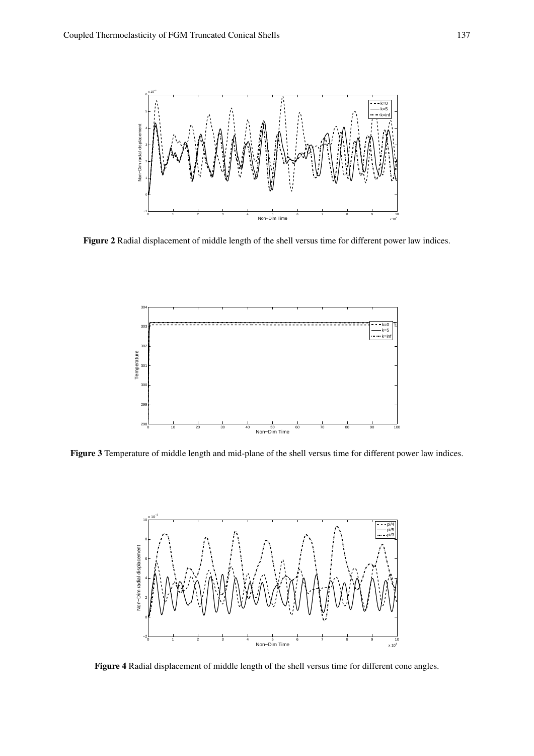**Figure 2** Radial displacement of middle length of the shell versus time for different power law indices.

**Figure 3** Temperature of middle length and mid-plane of the shell versus time for different power law indices.

**Figure 4** Radial displacement of middle length of the shell versus time for different cone angles.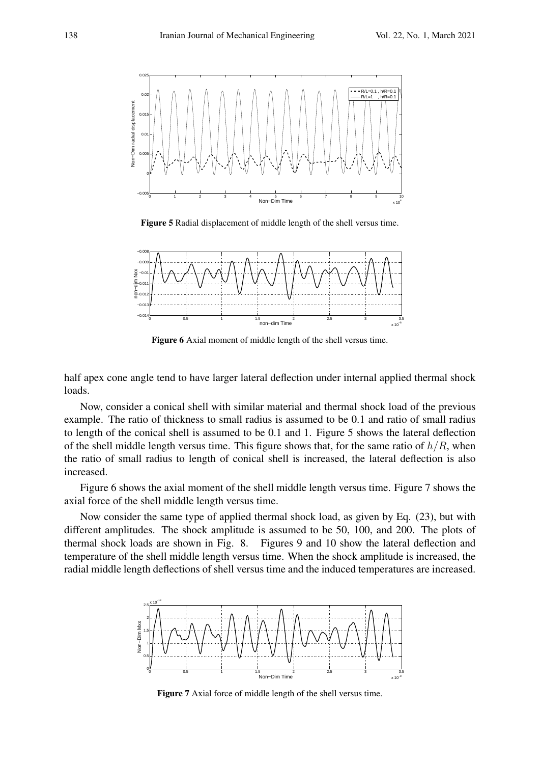**Figure 5** Radial displacement of middle length of the shell versus time.

**Figure 6** Axial moment of middle length of the shell versus time.

half apex cone angle tend to have larger lateral deflection under internal applied thermal shock loads.

Now, consider a conical shell with similar material and thermal shock load of the previous example. The ratio of thickness to small radius is assumed to be 0.1 and ratio of small radius to length of the conical shell is assumed to be 0.1 and 1. Figure 5 shows the lateral deflection of the shell middle length versus time. This figure shows that, for the same ratio of $h/R$, when the ratio of small radius to length of conical shell is increased, the lateral deflection is also increased.

Figure 6 shows the axial moment of the shell middle length versus time. Figure 7 shows the axial force of the shell middle length versus time.

Now consider the same type of applied thermal shock load, as given by Eq. (23), but with different amplitudes. The shock amplitude is assumed to be 50, 100, and 200. The plots of thermal shock loads are shown in Fig. 8. Figures 9 and 10 show the lateral deflection and temperature of the shell middle length versus time. When the shock amplitude is increased, the radial middle length deflections of shell versus time and the induced temperatures are increased.

**Figure 7** Axial force of middle length of the shell versus time.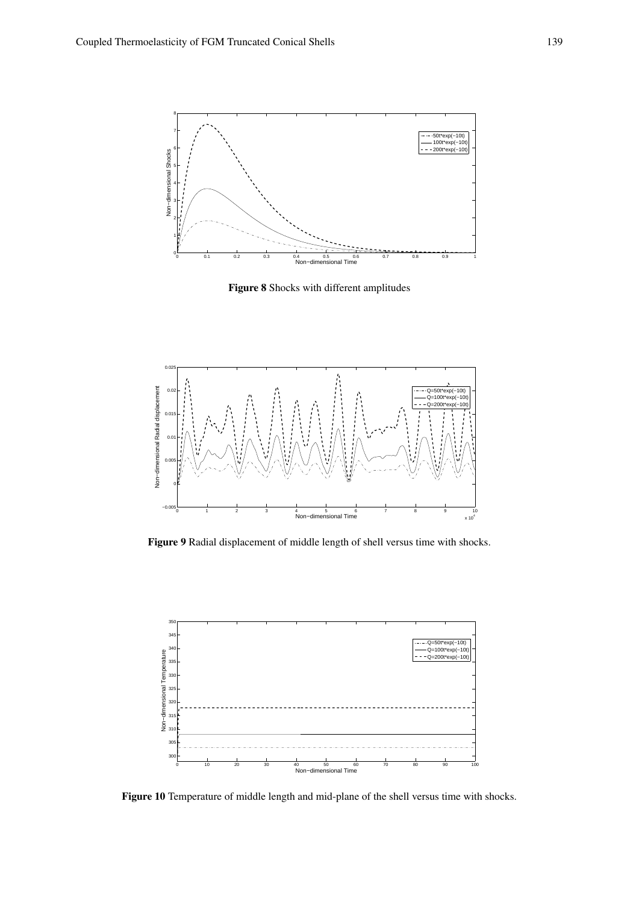**Figure 8** Shocks with different amplitudes

**Figure 9** Radial displacement of middle length of shell versus time with shocks.

**Figure 10** Temperature of middle length and mid-plane of the shell versus time with shocks.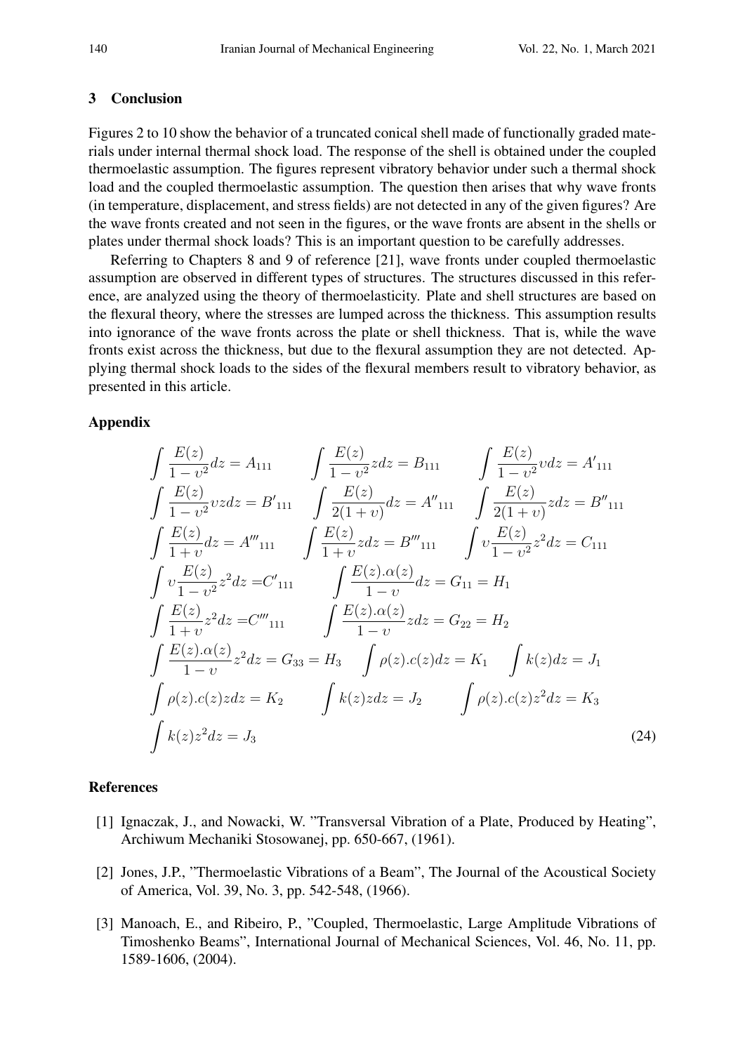## 3 Conclusion

Figures 2 to 10 show the behavior of a truncated conical shell made of functionally graded materials under internal thermal shock load. The response of the shell is obtained under the coupled thermoelastic assumption. The figures represent vibratory behavior under such a thermal shock load and the coupled thermoelastic assumption. The question then arises that why wave fronts (in temperature, displacement, and stress fields) are not detected in any of the given figures? Are the wave fronts created and not seen in the figures, or the wave fronts are absent in the shells or plates under thermal shock loads? This is an important question to be carefully addresses.

Referring to Chapters 8 and 9 of reference [21], wave fronts under coupled thermoelastic assumption are observed in different types of structures. The structures discussed in this reference, are analyzed using the theory of thermoelasticity. Plate and shell structures are based on the flexural theory, where the stresses are lumped across the thickness. This assumption results into ignorance of the wave fronts across the plate or shell thickness. That is, while the wave fronts exist across the thickness, but due to the flexural assumption they are not detected. Applying thermal shock loads to the sides of the flexural members result to vibratory behavior, as presented in this article.

## Appendix

$$
\begin{aligned}
&\int \frac{E(z)}{1-\upsilon^2}dz = A_{111} \qquad \int \frac{E(z)}{1-\upsilon^2}zdz = B_{111} \qquad \int \frac{E(z)}{1-\upsilon^2}\upsilon dz = {A'}_{111} \\
&\int \frac{E(z)}{1-\upsilon^2}\upsilon zdz = {B'}_{111} \quad \int \frac{E(z)}{2(1+\upsilon)}dz = {A''}_{111} \quad \int \frac{E(z)}{2(1+\upsilon)}zdz = {B''}_{111} \\
&\int \frac{E(z)}{1+\upsilon}dz = {A'''}_{111} \qquad \int \frac{E(z)}{1+\upsilon}zdz = {B'''}_{111} \qquad \int \upsilon\frac{E(z)}{1-\upsilon^2}z^2dz = C_{111} \\
&\int \upsilon\frac{E(z)}{1-\upsilon^2}z^2dz = {C'}_{111} \qquad \int \frac{E(z).\alpha(z)}{1-\upsilon}dz = G_{11} = H_1 \\
&\int \frac{E(z)}{1+\upsilon}z^2dz = {C'''}_{111} \qquad \int \frac{E(z).\alpha(z)}{1-\upsilon}zdz = G_{22} = H_2 \\
&\int \frac{E(z).\alpha(z)}{1-\upsilon}z^2dz = G_{33} = H_3 \quad \int \rho(z).c(z)dz = K_1 \quad \int k(z)dz = J_1 \\
&\int \rho(z).c(z)zdz = K_2 \qquad \int k(z)zdz = J_2 \qquad \int \rho(z).c(z)z^2dz = K_3 \\
&\int k(z)z^2dz = J_3
\end{aligned} \tag{24}
$$

## References

[1] Ignaczak, J., and Nowacki, W. "Transversal Vibration of a Plate, Produced by Heating", Archiwum Mechaniki Stosowanej, pp. 650-667, (1961).

[2] Jones, J.P., "Thermoelastic Vibrations of a Beam", The Journal of the Acoustical Society of America, Vol. 39, No. 3, pp. 542-548, (1966).

[3] Manoach, E., and Ribeiro, P., "Coupled, Thermoelastic, Large Amplitude Vibrations of Timoshenko Beams", International Journal of Mechanical Sciences, Vol. 46, No. 11, pp. 1589-1606, (2004).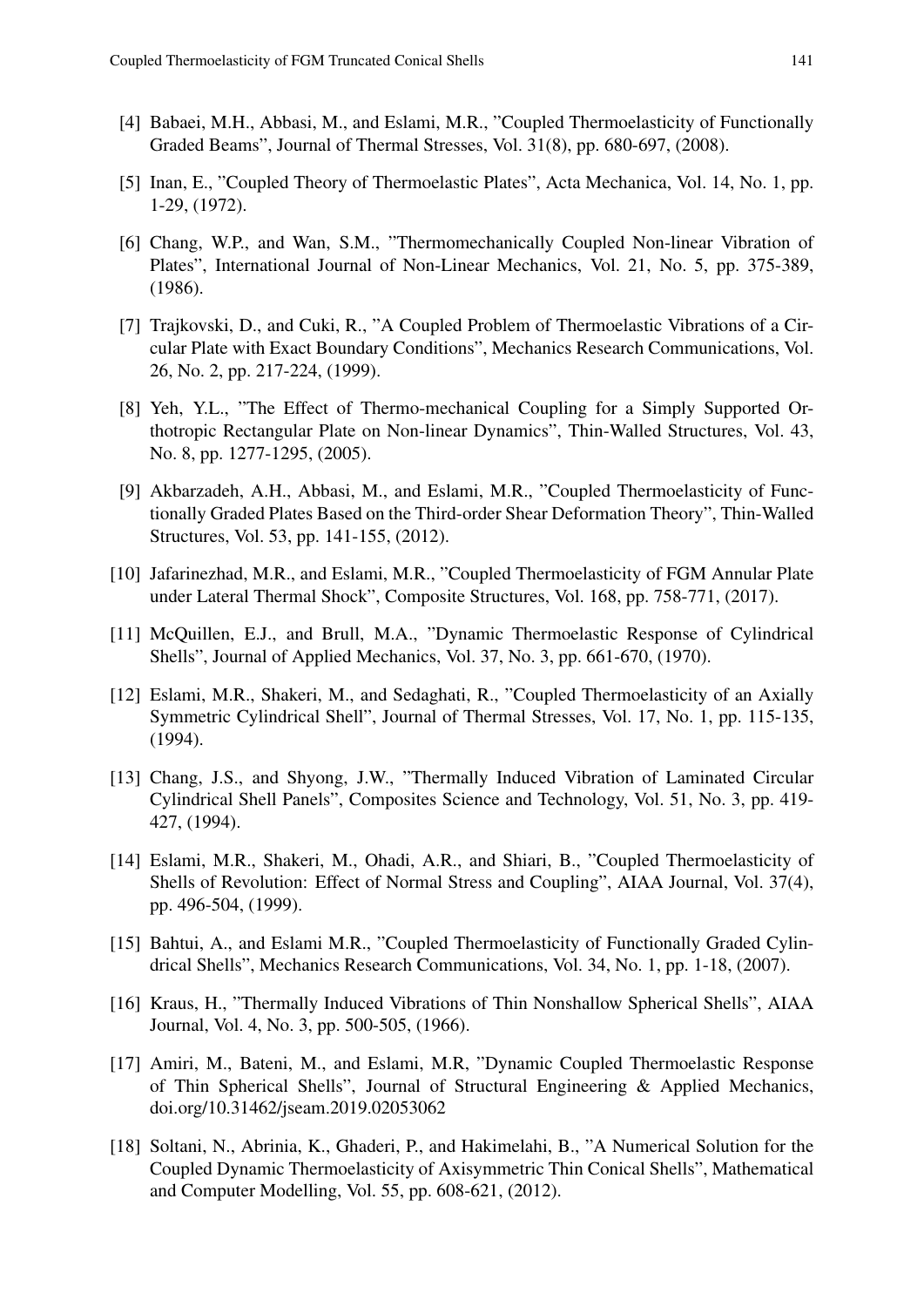[4] Babaei, M.H., Abbasi, M., and Eslami, M.R., "Coupled Thermoelasticity of Functionally Graded Beams", Journal of Thermal Stresses, Vol. 31(8), pp. 680-697, (2008).

[5] Inan, E., "Coupled Theory of Thermoelastic Plates", Acta Mechanica, Vol. 14, No. 1, pp. 1-29, (1972).

[6] Chang, W.P., and Wan, S.M., "Thermomechanically Coupled Non-linear Vibration of Plates", International Journal of Non-Linear Mechanics, Vol. 21, No. 5, pp. 375-389, (1986).

[7] Trajkovski, D., and Cuki, R., "A Coupled Problem of Thermoelastic Vibrations of a Circular Plate with Exact Boundary Conditions", Mechanics Research Communications, Vol. 26, No. 2, pp. 217-224, (1999).

[8] Yeh, Y.L., "The Effect of Thermo-mechanical Coupling for a Simply Supported Orthotropic Rectangular Plate on Non-linear Dynamics", Thin-Walled Structures, Vol. 43, No. 8, pp. 1277-1295, (2005).

[9] Akbarzadeh, A.H., Abbasi, M., and Eslami, M.R., "Coupled Thermoelasticity of Functionally Graded Plates Based on the Third-order Shear Deformation Theory", Thin-Walled Structures, Vol. 53, pp. 141-155, (2012).

[10] Jafarinezhad, M.R., and Eslami, M.R., "Coupled Thermoelasticity of FGM Annular Plate under Lateral Thermal Shock", Composite Structures, Vol. 168, pp. 758-771, (2017).

[11] McQuillen, E.J., and Brull, M.A., "Dynamic Thermoelastic Response of Cylindrical Shells", Journal of Applied Mechanics, Vol. 37, No. 3, pp. 661-670, (1970).

[12] Eslami, M.R., Shakeri, M., and Sedaghati, R., "Coupled Thermoelasticity of an Axially Symmetric Cylindrical Shell", Journal of Thermal Stresses, Vol. 17, No. 1, pp. 115-135, (1994).

[13] Chang, J.S., and Shyong, J.W., "Thermally Induced Vibration of Laminated Circular Cylindrical Shell Panels", Composites Science and Technology, Vol. 51, No. 3, pp. 419-427, (1994).

[14] Eslami, M.R., Shakeri, M., Ohadi, A.R., and Shiari, B., "Coupled Thermoelasticity of Shells of Revolution: Effect of Normal Stress and Coupling", AIAA Journal, Vol. 37(4), pp. 496-504, (1999).

[15] Bahtui, A., and Eslami M.R., "Coupled Thermoelasticity of Functionally Graded Cylindrical Shells", Mechanics Research Communications, Vol. 34, No. 1, pp. 1-18, (2007).

[16] Kraus, H., "Thermally Induced Vibrations of Thin Nonshallow Spherical Shells", AIAA Journal, Vol. 4, No. 3, pp. 500-505, (1966).

[17] Amiri, M., Bateni, M., and Eslami, M.R, "Dynamic Coupled Thermoelastic Response of Thin Spherical Shells", Journal of Structural Engineering & Applied Mechanics, doi.org/10.31462/jseam.2019.02053062

[18] Soltani, N., Abrinia, K., Ghaderi, P., and Hakimelahi, B., "A Numerical Solution for the Coupled Dynamic Thermoelasticity of Axisymmetric Thin Conical Shells", Mathematical and Computer Modelling, Vol. 55, pp. 608-621, (2012).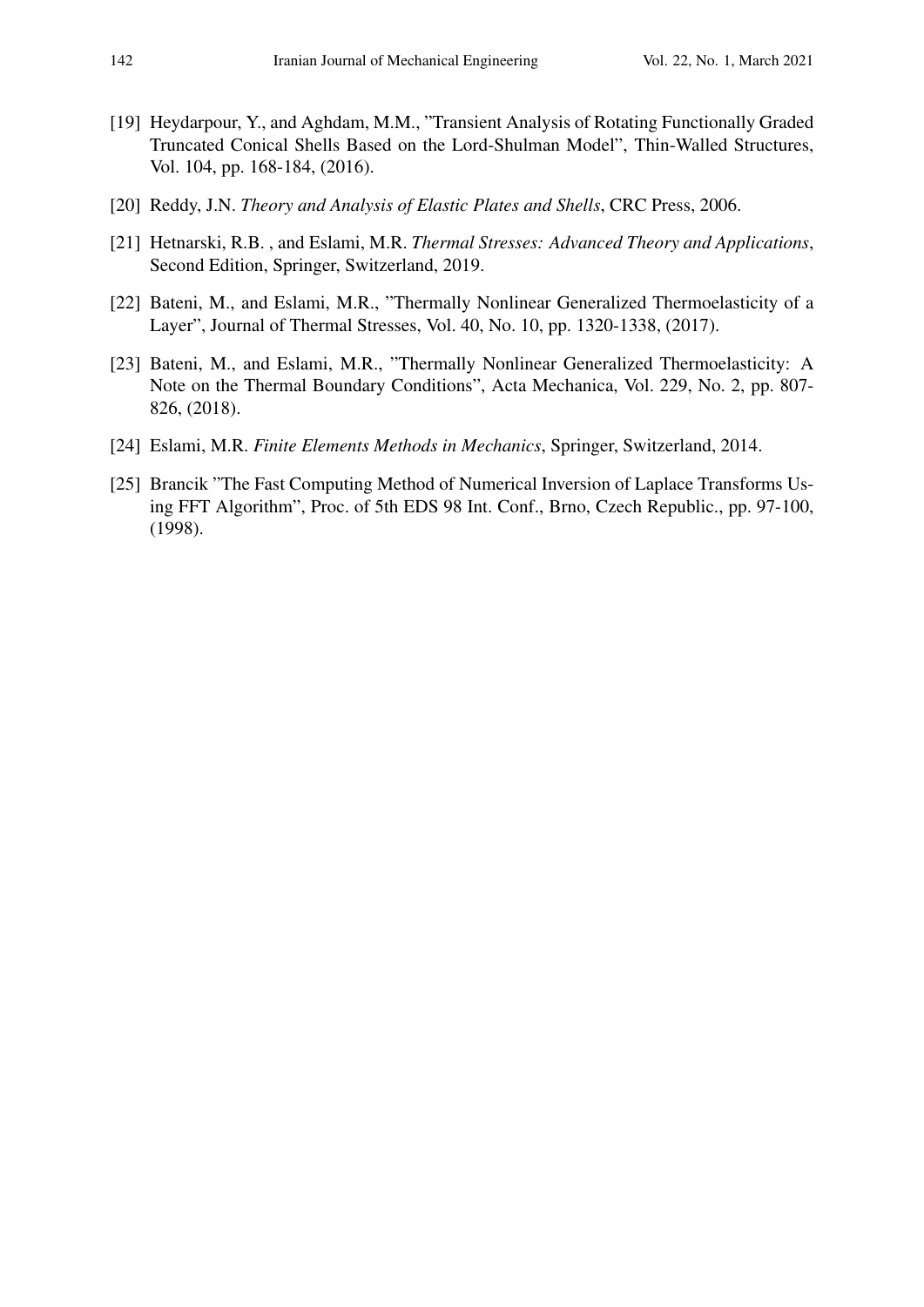[19] Heydarpour, Y., and Aghdam, M.M., "Transient Analysis of Rotating Functionally Graded Truncated Conical Shells Based on the Lord-Shulman Model", Thin-Walled Structures, Vol. 104, pp. 168-184, (2016).

[20] Reddy, J.N. *Theory and Analysis of Elastic Plates and Shells*, CRC Press, 2006.

[21] Hetnarski, R.B. , and Eslami, M.R. *Thermal Stresses: Advanced Theory and Applications*, Second Edition, Springer, Switzerland, 2019.

[22] Bateni, M., and Eslami, M.R., "Thermally Nonlinear Generalized Thermoelasticity of a Layer", Journal of Thermal Stresses, Vol. 40, No. 10, pp. 1320-1338, (2017).

[23] Bateni, M., and Eslami, M.R., "Thermally Nonlinear Generalized Thermoelasticity: A Note on the Thermal Boundary Conditions", Acta Mechanica, Vol. 229, No. 2, pp. 807-826, (2018).

[24] Eslami, M.R. *Finite Elements Methods in Mechanics*, Springer, Switzerland, 2014.

[25] Brancik "The Fast Computing Method of Numerical Inversion of Laplace Transforms Using FFT Algorithm", Proc. of 5th EDS 98 Int. Conf., Brno, Czech Republic., pp. 97-100, (1998).